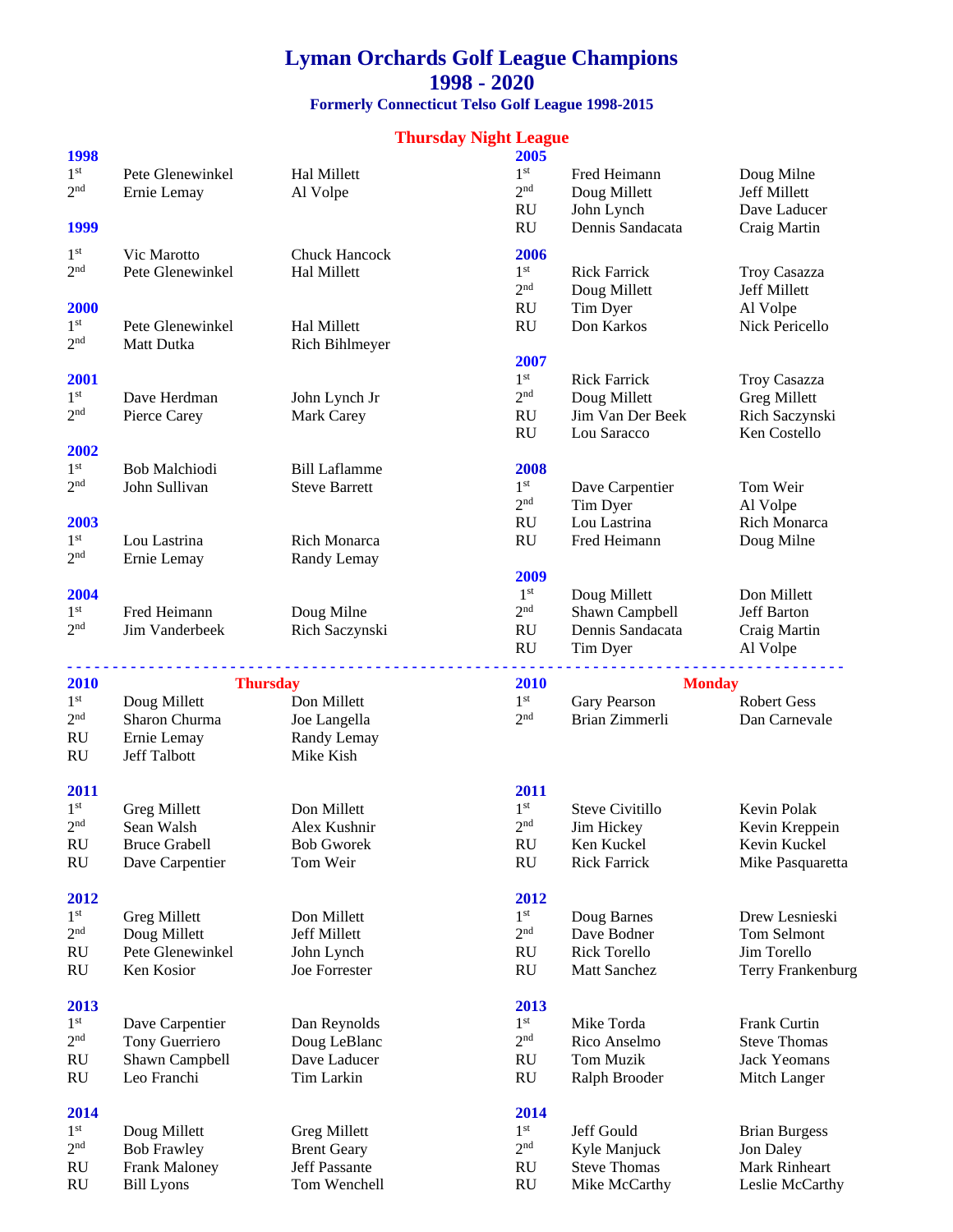# Lyman Orchards Golf League Champions
# 1998 - 2020

### Formerly Connecticut Telso Golf League 1998-2015

## Thursday Night League

**1998**

| | | |
|---|---|---|
| 1st | Pete Glenewinkel | Hal Millett |
| 2nd | Ernie Lemay | Al Volpe |

**1999**

| | | |
|---|---|---|
| 1st | Vic Marotto | Chuck Hancock |
| 2nd | Pete Glenewinkel | Hal Millett |

**2000**

| | | |
|---|---|---|
| 1st | Pete Glenewinkel | Hal Millett |
| 2nd | Matt Dutka | Rich Bihlmeyer |

**2001**

| | | |
|---|---|---|
| 1st | Dave Herdman | John Lynch Jr |
| 2nd | Pierce Carey | Mark Carey |

**2002**

| | | |
|---|---|---|
| 1st | Bob Malchiodi | Bill Laflamme |
| 2nd | John Sullivan | Steve Barrett |

**2003**

| | | |
|---|---|---|
| 1st | Lou Lastrina | Rich Monarca |
| 2nd | Ernie Lemay | Randy Lemay |

**2004**

| | | |
|---|---|---|
| 1st | Fred Heimann | Doug Milne |
| 2nd | Jim Vanderbeek | Rich Saczynski |

**2005**

| | | |
|---|---|---|
| 1st | Fred Heimann | Doug Milne |
| 2nd | Doug Millett | Jeff Millett |
| RU | John Lynch | Dave Laducer |
| RU | Dennis Sandacata | Craig Martin |

**2006**

| | | |
|---|---|---|
| 1st | Rick Farrick | Troy Casazza |
| 2nd | Doug Millett | Jeff Millett |
| RU | Tim Dyer | Al Volpe |
| RU | Don Karkos | Nick Pericello |

**2007**

| | | |
|---|---|---|
| 1st | Rick Farrick | Troy Casazza |
| 2nd | Doug Millett | Greg Millett |
| RU | Jim Van Der Beek | Rich Saczynski |
| RU | Lou Saracco | Ken Costello |

**2008**

| | | |
|---|---|---|
| 1st | Dave Carpentier | Tom Weir |
| 2nd | Tim Dyer | Al Volpe |
| RU | Lou Lastrina | Rich Monarca |
| RU | Fred Heimann | Doug Milne |

**2009**

| | | |
|---|---|---|
| 1st | Doug Millett | Don Millett |
| 2nd | Shawn Campbell | Jeff Barton |
| RU | Dennis Sandacata | Craig Martin |
| RU | Tim Dyer | Al Volpe |

---

## Thursday

**2010**

| | | |
|---|---|---|
| 1st | Doug Millett | Don Millett |
| 2nd | Sharon Churma | Joe Langella |
| RU | Ernie Lemay | Randy Lemay |
| RU | Jeff Talbott | Mike Kish |

**2011**

| | | |
|---|---|---|
| 1st | Greg Millett | Don Millett |
| 2nd | Sean Walsh | Alex Kushnir |
| RU | Bruce Grabell | Bob Gworek |
| RU | Dave Carpentier | Tom Weir |

**2012**

| | | |
|---|---|---|
| 1st | Greg Millett | Don Millett |
| 2nd | Doug Millett | Jeff Millett |
| RU | Pete Glenewinkel | John Lynch |
| RU | Ken Kosior | Joe Forrester |

**2013**

| | | |
|---|---|---|
| 1st | Dave Carpentier | Dan Reynolds |
| 2nd | Tony Guerriero | Doug LeBlanc |
| RU | Shawn Campbell | Dave Laducer |
| RU | Leo Franchi | Tim Larkin |

**2014**

| | | |
|---|---|---|
| 1st | Doug Millett | Greg Millett |
| 2nd | Bob Frawley | Brent Geary |
| RU | Frank Maloney | Jeff Passante |
| RU | Bill Lyons | Tom Wenchell |

## Monday

**2010**

| | | |
|---|---|---|
| 1st | Gary Pearson | Robert Gess |
| 2nd | Brian Zimmerli | Dan Carnevale |

**2011**

| | | |
|---|---|---|
| 1st | Steve Civitillo | Kevin Polak |
| 2nd | Jim Hickey | Kevin Kreppein |
| RU | Ken Kuckel | Kevin Kuckel |
| RU | Rick Farrick | Mike Pasquaretta |

**2012**

| | | |
|---|---|---|
| 1st | Doug Barnes | Drew Lesnieski |
| 2nd | Dave Bodner | Tom Selmont |
| RU | Rick Torello | Jim Torello |
| RU | Matt Sanchez | Terry Frankenburg |

**2013**

| | | |
|---|---|---|
| 1st | Mike Torda | Frank Curtin |
| 2nd | Rico Anselmo | Steve Thomas |
| RU | Tom Muzik | Jack Yeomans |
| RU | Ralph Brooder | Mitch Langer |

**2014**

| | | |
|---|---|---|
| 1st | Jeff Gould | Brian Burgess |
| 2nd | Kyle Manjuck | Jon Daley |
| RU | Steve Thomas | Mark Rinheart |
| RU | Mike McCarthy | Leslie McCarthy |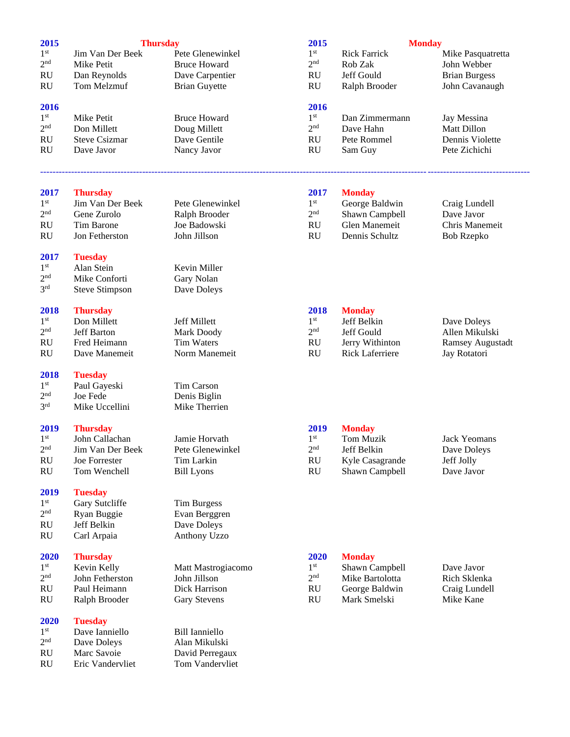| 2015 | Thursday | | 2015 | Monday | |
|---|---|---|---|---|---|
| 1st | Jim Van Der Beek | Pete Glenewinkel | 1st | Rick Farrick | Mike Pasquatretta |
| 2nd | Mike Petit | Bruce Howard | 2nd | Rob Zak | John Webber |
| RU | Dan Reynolds | Dave Carpentier | RU | Jeff Gould | Brian Burgess |
| RU | Tom Melzmuf | Brian Guyette | RU | Ralph Brooder | John Cavanaugh |

| 2016 | | | 2016 | | |
|---|---|---|---|---|---|
| 1st | Mike Petit | Bruce Howard | 1st | Dan Zimmermann | Jay Messina |
| 2nd | Don Millett | Doug Millett | 2nd | Dave Hahn | Matt Dillon |
| RU | Steve Csizmar | Dave Gentile | RU | Pete Rommel | Dennis Violette |
| RU | Dave Javor | Nancy Javor | RU | Sam Guy | Pete Zichichi |

---

| 2017 | Thursday | | 2017 | Monday | |
|---|---|---|---|---|---|
| 1st | Jim Van Der Beek | Pete Glenewinkel | 1st | George Baldwin | Craig Lundell |
| 2nd | Gene Zurolo | Ralph Brooder | 2nd | Shawn Campbell | Dave Javor |
| RU | Tim Barone | Joe Badowski | RU | Glen Manemeit | Chris Manemeit |
| RU | Jon Fetherston | John Jillson | RU | Dennis Schultz | Bob Rzepko |

| 2017 | Tuesday | |
|---|---|---|
| 1st | Alan Stein | Kevin Miller |
| 2nd | Mike Conforti | Gary Nolan |
| 3rd | Steve Stimpson | Dave Doleys |

| 2018 | Thursday | | 2018 | Monday | |
|---|---|---|---|---|---|
| 1st | Don Millett | Jeff Millett | 1st | Jeff Belkin | Dave Doleys |
| 2nd | Jeff Barton | Mark Doody | 2nd | Jeff Gould | Allen Mikulski |
| RU | Fred Heimann | Tim Waters | RU | Jerry Withinton | Ramsey Augustadt |
| RU | Dave Manemeit | Norm Manemeit | RU | Rick Laferriere | Jay Rotatori |

| 2018 | Tuesday | |
|---|---|---|
| 1st | Paul Gayeski | Tim Carson |
| 2nd | Joe Fede | Denis Biglin |
| 3rd | Mike Uccellini | Mike Therrien |

| 2019 | Thursday | | 2019 | Monday | |
|---|---|---|---|---|---|
| 1st | John Callachan | Jamie Horvath | 1st | Tom Muzik | Jack Yeomans |
| 2nd | Jim Van Der Beek | Pete Glenewinkel | 2nd | Jeff Belkin | Dave Doleys |
| RU | Joe Forrester | Tim Larkin | RU | Kyle Casagrande | Jeff Jolly |
| RU | Tom Wenchell | Bill Lyons | RU | Shawn Campbell | Dave Javor |

| 2019 | Tuesday | |
|---|---|---|
| 1st | Gary Sutcliffe | Tim Burgess |
| 2nd | Ryan Buggie | Evan Berggren |
| RU | Jeff Belkin | Dave Doleys |
| RU | Carl Arpaia | Anthony Uzzo |

| 2020 | Thursday | | 2020 | Monday | |
|---|---|---|---|---|---|
| 1st | Kevin Kelly | Matt Mastrogiacomo | 1st | Shawn Campbell | Dave Javor |
| 2nd | John Fetherston | John Jillson | 2nd | Mike Bartolotta | Rich Sklenka |
| RU | Paul Heimann | Dick Harrison | RU | George Baldwin | Craig Lundell |
| RU | Ralph Brooder | Gary Stevens | RU | Mark Smelski | Mike Kane |

| 2020 | Tuesday | |
|---|---|---|
| 1st | Dave Ianniello | Bill Ianniello |
| 2nd | Dave Doleys | Alan Mikulski |
| RU | Marc Savoie | David Perregaux |
| RU | Eric Vandervliet | Tom Vandervliet |